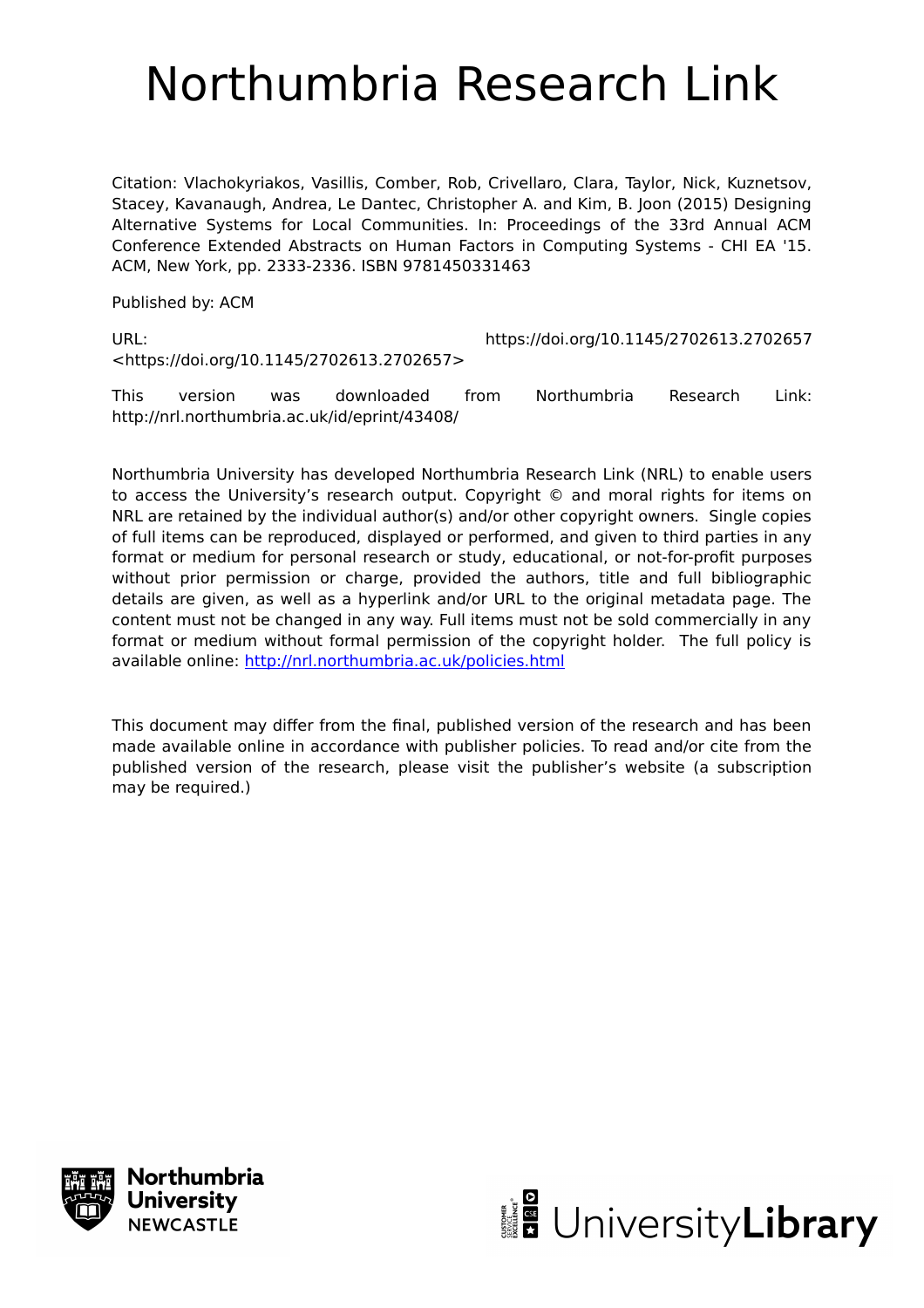# Northumbria Research Link

Citation: Vlachokyriakos, Vasillis, Comber, Rob, Crivellaro, Clara, Taylor, Nick, Kuznetsov, Stacey, Kavanaugh, Andrea, Le Dantec, Christopher A. and Kim, B. Joon (2015) Designing Alternative Systems for Local Communities. In: Proceedings of the 33rd Annual ACM Conference Extended Abstracts on Human Factors in Computing Systems - CHI EA '15. ACM, New York, pp. 2333-2336. ISBN 9781450331463

Published by: ACM

URL: https://doi.org/10.1145/2702613.2702657 <https://doi.org/10.1145/2702613.2702657>

This version was downloaded from Northumbria Research Link: http://nrl.northumbria.ac.uk/id/eprint/43408/

Northumbria University has developed Northumbria Research Link (NRL) to enable users to access the University's research output. Copyright © and moral rights for items on NRL are retained by the individual author(s) and/or other copyright owners. Single copies of full items can be reproduced, displayed or performed, and given to third parties in any format or medium for personal research or study, educational, or not-for-profit purposes without prior permission or charge, provided the authors, title and full bibliographic details are given, as well as a hyperlink and/or URL to the original metadata page. The content must not be changed in any way. Full items must not be sold commercially in any format or medium without formal permission of the copyright holder. The full policy is available online: http://nrl.northumbria.ac.uk/policies.html

This document may differ from the final, published version of the research and has been made available online in accordance with publisher policies. To read and/or cite from the published version of the research, please visit the publisher's website (a subscription may be required.)

Northumbria University NEWCASTLE

UniversityLibrary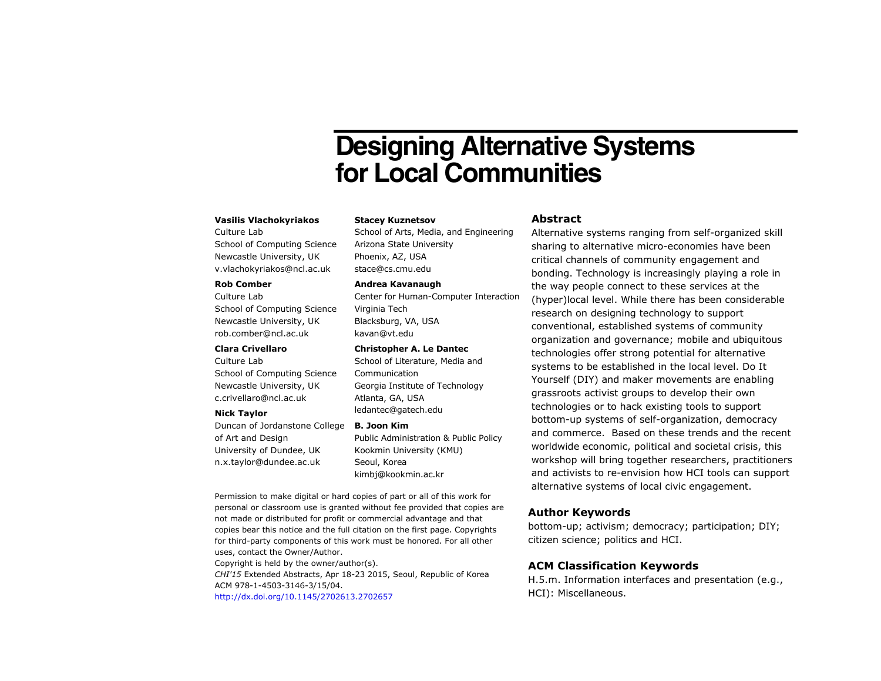# Designing Alternative Systems for Local Communities

**Vasilis Vlachokyriakos**
Culture Lab
School of Computing Science
Newcastle University, UK
v.vlachokyriakos@ncl.ac.uk

**Rob Comber**
Culture Lab
School of Computing Science
Newcastle University, UK
rob.comber@ncl.ac.uk

**Clara Crivellaro**
Culture Lab
School of Computing Science
Newcastle University, UK
c.crivellaro@ncl.ac.uk

**Nick Taylor**
Duncan of Jordanstone College of Art and Design
University of Dundee, UK
n.x.taylor@dundee.ac.uk

**Stacey Kuznetsov**
School of Arts, Media, and Engineering
Arizona State University
Phoenix, AZ, USA
stace@cs.cmu.edu

**Andrea Kavanaugh**
Center for Human-Computer Interaction
Virginia Tech
Blacksburg, VA, USA
kavan@vt.edu

**Christopher A. Le Dantec**
School of Literature, Media and Communication
Georgia Institute of Technology
Atlanta, GA, USA
ledantec@gatech.edu

**B. Joon Kim**
Public Administration & Public Policy
Kookmin University (KMU)
Seoul, Korea
kimbj@kookmin.ac.kr

Permission to make digital or hard copies of part or all of this work for personal or classroom use is granted without fee provided that copies are not made or distributed for profit or commercial advantage and that copies bear this notice and the full citation on the first page. Copyrights for third-party components of this work must be honored. For all other uses, contact the Owner/Author.
Copyright is held by the owner/author(s).
*CHI'15* Extended Abstracts, Apr 18-23 2015, Seoul, Republic of Korea
ACM 978-1-4503-3146-3/15/04.
http://dx.doi.org/10.1145/2702613.2702657

## Abstract

Alternative systems ranging from self-organized skill sharing to alternative micro-economies have been critical channels of community engagement and bonding. Technology is increasingly playing a role in the way people connect to these services at the (hyper)local level. While there has been considerable research on designing technology to support conventional, established systems of community organization and governance; mobile and ubiquitous technologies offer strong potential for alternative systems to be established in the local level. Do It Yourself (DIY) and maker movements are enabling grassroots activist groups to develop their own technologies or to hack existing tools to support bottom-up systems of self-organization, democracy and commerce. Based on these trends and the recent worldwide economic, political and societal crisis, this workshop will bring together researchers, practitioners and activists to re-envision how HCI tools can support alternative systems of local civic engagement.

## Author Keywords

bottom-up; activism; democracy; participation; DIY; citizen science; politics and HCI.

## ACM Classification Keywords

H.5.m. Information interfaces and presentation (e.g., HCI): Miscellaneous.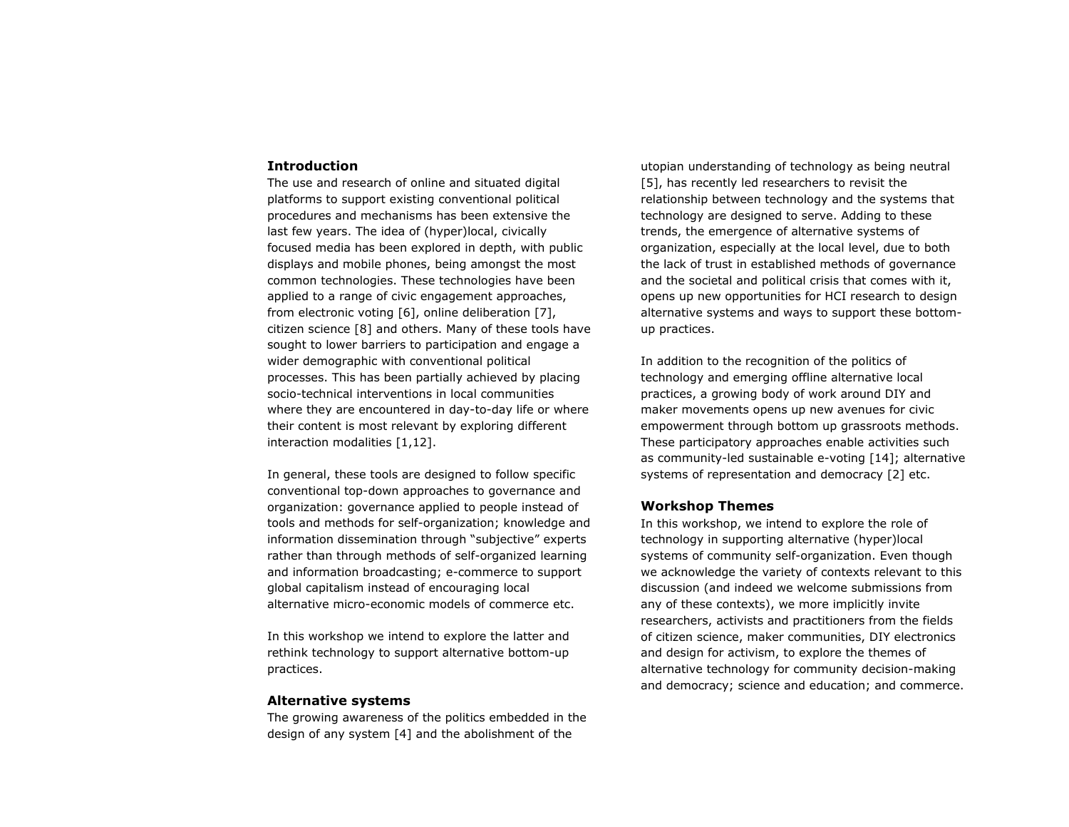## Introduction

The use and research of online and situated digital platforms to support existing conventional political procedures and mechanisms has been extensive the last few years. The idea of (hyper)local, civically focused media has been explored in depth, with public displays and mobile phones, being amongst the most common technologies. These technologies have been applied to a range of civic engagement approaches, from electronic voting [6], online deliberation [7], citizen science [8] and others. Many of these tools have sought to lower barriers to participation and engage a wider demographic with conventional political processes. This has been partially achieved by placing socio-technical interventions in local communities where they are encountered in day-to-day life or where their content is most relevant by exploring different interaction modalities [1,12].

In general, these tools are designed to follow specific conventional top-down approaches to governance and organization: governance applied to people instead of tools and methods for self-organization; knowledge and information dissemination through "subjective" experts rather than through methods of self-organized learning and information broadcasting; e-commerce to support global capitalism instead of encouraging local alternative micro-economic models of commerce etc.

In this workshop we intend to explore the latter and rethink technology to support alternative bottom-up practices.

## Alternative systems

The growing awareness of the politics embedded in the design of any system [4] and the abolishment of the utopian understanding of technology as being neutral [5], has recently led researchers to revisit the relationship between technology and the systems that technology are designed to serve. Adding to these trends, the emergence of alternative systems of organization, especially at the local level, due to both the lack of trust in established methods of governance and the societal and political crisis that comes with it, opens up new opportunities for HCI research to design alternative systems and ways to support these bottom-up practices.

In addition to the recognition of the politics of technology and emerging offline alternative local practices, a growing body of work around DIY and maker movements opens up new avenues for civic empowerment through bottom up grassroots methods. These participatory approaches enable activities such as community-led sustainable e-voting [14]; alternative systems of representation and democracy [2] etc.

## Workshop Themes

In this workshop, we intend to explore the role of technology in supporting alternative (hyper)local systems of community self-organization. Even though we acknowledge the variety of contexts relevant to this discussion (and indeed we welcome submissions from any of these contexts), we more implicitly invite researchers, activists and practitioners from the fields of citizen science, maker communities, DIY electronics and design for activism, to explore the themes of alternative technology for community decision-making and democracy; science and education; and commerce.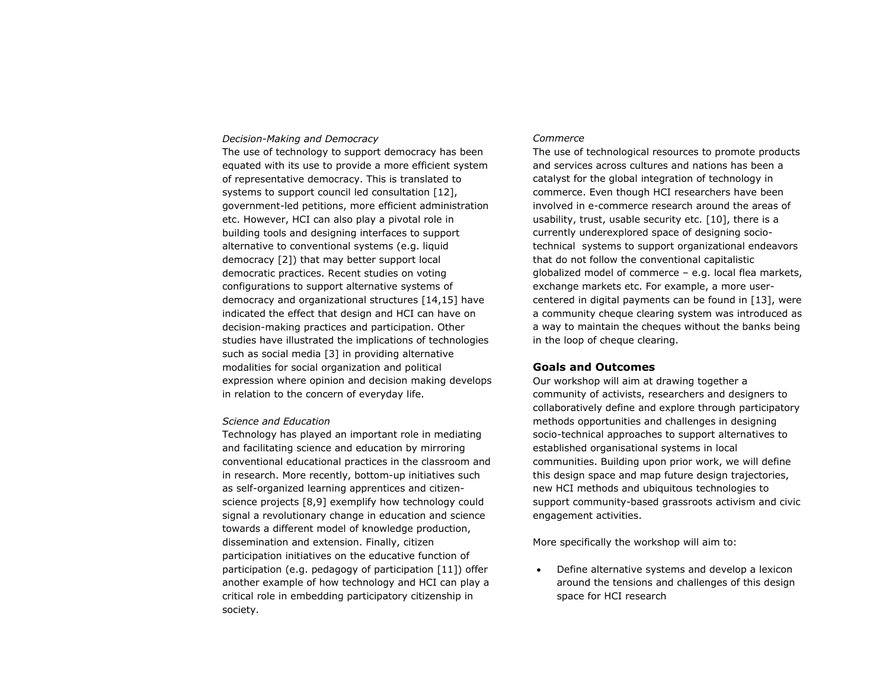*Decision-Making and Democracy*
The use of technology to support democracy has been equated with its use to provide a more efficient system of representative democracy. This is translated to systems to support council led consultation [12], government-led petitions, more efficient administration etc. However, HCI can also play a pivotal role in building tools and designing interfaces to support alternative to conventional systems (e.g. liquid democracy [2]) that may better support local democratic practices. Recent studies on voting configurations to support alternative systems of democracy and organizational structures [14,15] have indicated the effect that design and HCI can have on decision-making practices and participation. Other studies have illustrated the implications of technologies such as social media [3] in providing alternative modalities for social organization and political expression where opinion and decision making develops in relation to the concern of everyday life.

*Science and Education*
Technology has played an important role in mediating and facilitating science and education by mirroring conventional educational practices in the classroom and in research. More recently, bottom-up initiatives such as self-organized learning apprentices and citizen-science projects [8,9] exemplify how technology could signal a revolutionary change in education and science towards a different model of knowledge production, dissemination and extension. Finally, citizen participation initiatives on the educative function of participation (e.g. pedagogy of participation [11]) offer another example of how technology and HCI can play a critical role in embedding participatory citizenship in society.

*Commerce*
The use of technological resources to promote products and services across cultures and nations has been a catalyst for the global integration of technology in commerce. Even though HCI researchers have been involved in e-commerce research around the areas of usability, trust, usable security etc. [10], there is a currently underexplored space of designing socio-technical systems to support organizational endeavors that do not follow the conventional capitalistic globalized model of commerce – e.g. local flea markets, exchange markets etc. For example, a more user-centered in digital payments can be found in [13], were a community cheque clearing system was introduced as a way to maintain the cheques without the banks being in the loop of cheque clearing.

## Goals and Outcomes

Our workshop will aim at drawing together a community of activists, researchers and designers to collaboratively define and explore through participatory methods opportunities and challenges in designing socio-technical approaches to support alternatives to established organisational systems in local communities. Building upon prior work, we will define this design space and map future design trajectories, new HCI methods and ubiquitous technologies to support community-based grassroots activism and civic engagement activities.

More specifically the workshop will aim to:

- Define alternative systems and develop a lexicon around the tensions and challenges of this design space for HCI research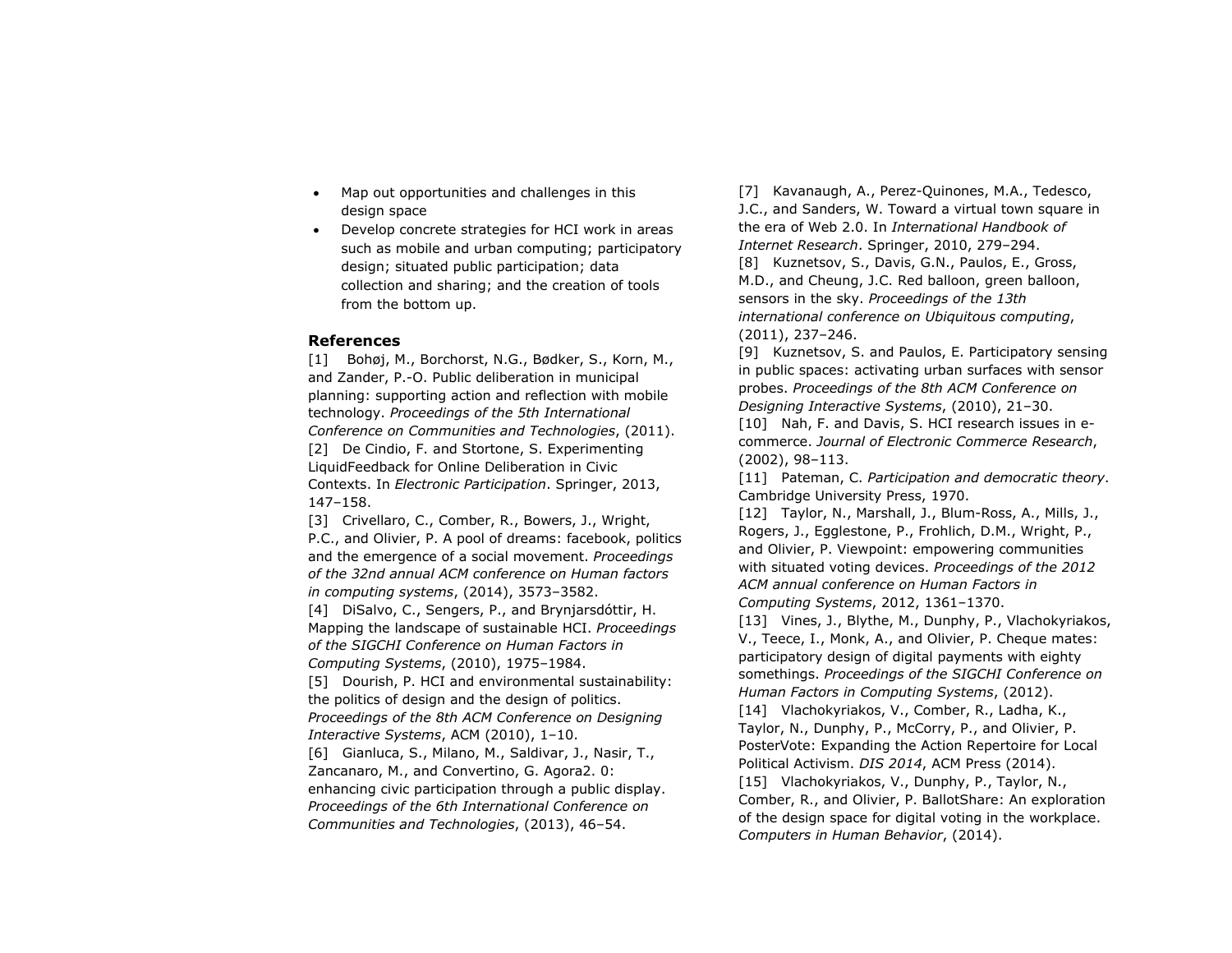- Map out opportunities and challenges in this design space
- Develop concrete strategies for HCI work in areas such as mobile and urban computing; participatory design; situated public participation; data collection and sharing; and the creation of tools from the bottom up.

## References

[1] Bohøj, M., Borchorst, N.G., Bødker, S., Korn, M., and Zander, P.-O. Public deliberation in municipal planning: supporting action and reflection with mobile technology. *Proceedings of the 5th International Conference on Communities and Technologies*, (2011).

[2] De Cindio, F. and Stortone, S. Experimenting LiquidFeedback for Online Deliberation in Civic Contexts. In *Electronic Participation*. Springer, 2013, 147–158.

[3] Crivellaro, C., Comber, R., Bowers, J., Wright, P.C., and Olivier, P. A pool of dreams: facebook, politics and the emergence of a social movement. *Proceedings of the 32nd annual ACM conference on Human factors in computing systems*, (2014), 3573–3582.

[4] DiSalvo, C., Sengers, P., and Brynjarsdóttir, H. Mapping the landscape of sustainable HCI. *Proceedings of the SIGCHI Conference on Human Factors in Computing Systems*, (2010), 1975–1984.

[5] Dourish, P. HCI and environmental sustainability: the politics of design and the design of politics. *Proceedings of the 8th ACM Conference on Designing Interactive Systems*, ACM (2010), 1–10.

[6] Gianluca, S., Milano, M., Saldivar, J., Nasir, T., Zancanaro, M., and Convertino, G. Agora2. 0: enhancing civic participation through a public display. *Proceedings of the 6th International Conference on Communities and Technologies*, (2013), 46–54.

[7] Kavanaugh, A., Perez-Quinones, M.A., Tedesco, J.C., and Sanders, W. Toward a virtual town square in the era of Web 2.0. In *International Handbook of Internet Research*. Springer, 2010, 279–294.

[8] Kuznetsov, S., Davis, G.N., Paulos, E., Gross, M.D., and Cheung, J.C. Red balloon, green balloon, sensors in the sky. *Proceedings of the 13th international conference on Ubiquitous computing*, (2011), 237–246.

[9] Kuznetsov, S. and Paulos, E. Participatory sensing in public spaces: activating urban surfaces with sensor probes. *Proceedings of the 8th ACM Conference on Designing Interactive Systems*, (2010), 21–30.

[10] Nah, F. and Davis, S. HCI research issues in e-commerce. *Journal of Electronic Commerce Research*, (2002), 98–113.

[11] Pateman, C. *Participation and democratic theory*. Cambridge University Press, 1970.

[12] Taylor, N., Marshall, J., Blum-Ross, A., Mills, J., Rogers, J., Egglestone, P., Frohlich, D.M., Wright, P., and Olivier, P. Viewpoint: empowering communities with situated voting devices. *Proceedings of the 2012 ACM annual conference on Human Factors in Computing Systems*, 2012, 1361–1370.

[13] Vines, J., Blythe, M., Dunphy, P., Vlachokyriakos, V., Teece, I., Monk, A., and Olivier, P. Cheque mates: participatory design of digital payments with eighty somethings. *Proceedings of the SIGCHI Conference on Human Factors in Computing Systems*, (2012).

[14] Vlachokyriakos, V., Comber, R., Ladha, K., Taylor, N., Dunphy, P., McCorry, P., and Olivier, P. PosterVote: Expanding the Action Repertoire for Local Political Activism. *DIS 2014*, ACM Press (2014).

[15] Vlachokyriakos, V., Dunphy, P., Taylor, N., Comber, R., and Olivier, P. BallotShare: An exploration of the design space for digital voting in the workplace. *Computers in Human Behavior*, (2014).